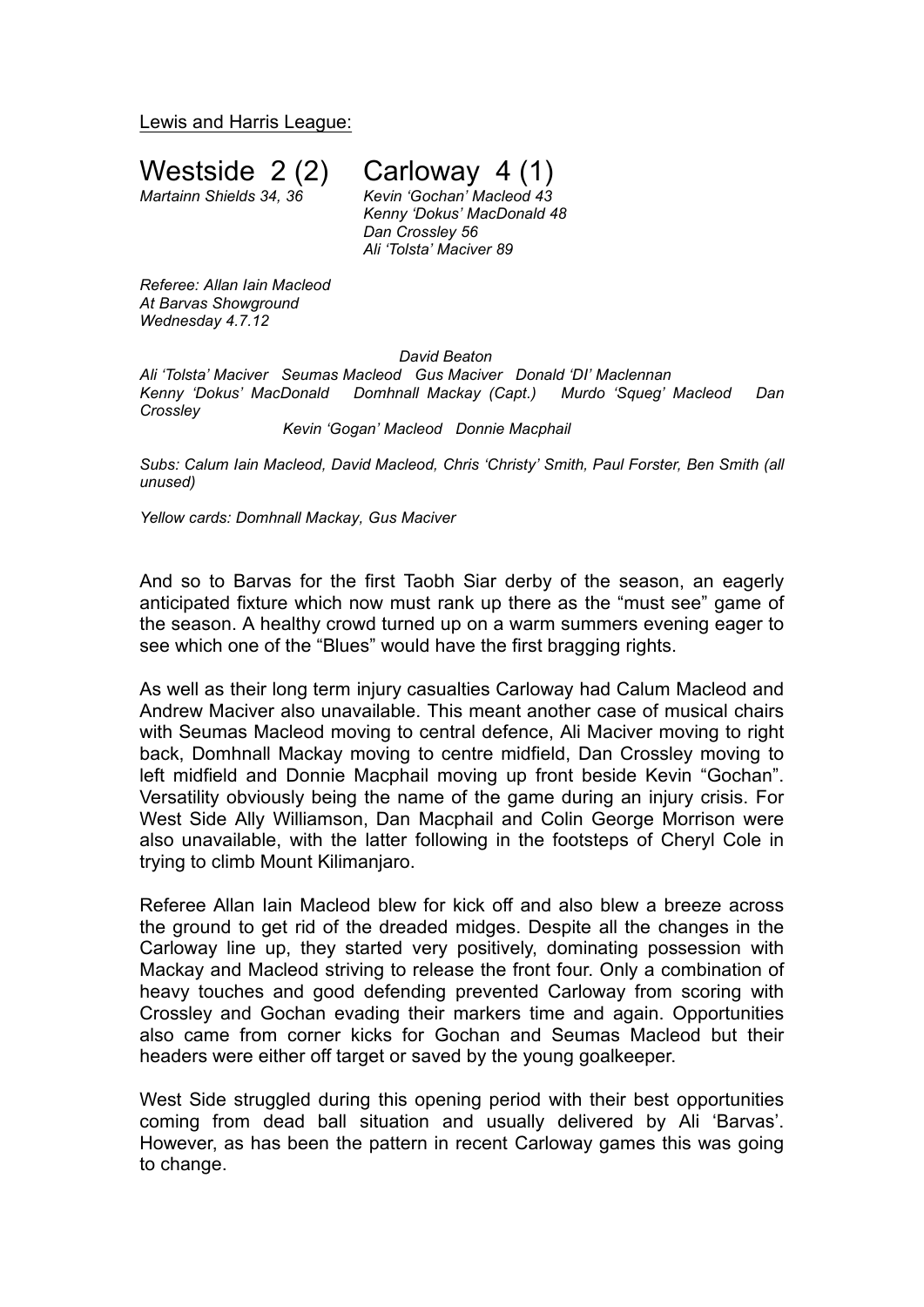Lewis and Harris League:

# Westside 2 (2) Carloway 4 (1)

*Martainn Shields 34, 36*

*Kevin 'Gochan' Macleod 43*
*Kenny 'Dokus' MacDonald 48*
*Dan Crossley 56*
*Ali 'Tolsta' Maciver 89*

*Referee: Allan Iain Macleod*
*At Barvas Showground*
*Wednesday 4.7.12*

*David Beaton*
*Ali 'Tolsta' Maciver Seumas Macleod Gus Maciver Donald 'DI' Maclennan*
*Kenny 'Dokus' MacDonald Domhnall Mackay (Capt.) Murdo 'Squeg' Macleod Dan Crossley*
*Kevin 'Gogan' Macleod Donnie Macphail*

*Subs: Calum Iain Macleod, David Macleod, Chris 'Christy' Smith, Paul Forster, Ben Smith (all unused)*

*Yellow cards: Domhnall Mackay, Gus Maciver*

And so to Barvas for the first Taobh Siar derby of the season, an eagerly anticipated fixture which now must rank up there as the "must see" game of the season. A healthy crowd turned up on a warm summers evening eager to see which one of the "Blues" would have the first bragging rights.

As well as their long term injury casualties Carloway had Calum Macleod and Andrew Maciver also unavailable. This meant another case of musical chairs with Seumas Macleod moving to central defence, Ali Maciver moving to right back, Domhnall Mackay moving to centre midfield, Dan Crossley moving to left midfield and Donnie Macphail moving up front beside Kevin "Gochan". Versatility obviously being the name of the game during an injury crisis. For West Side Ally Williamson, Dan Macphail and Colin George Morrison were also unavailable, with the latter following in the footsteps of Cheryl Cole in trying to climb Mount Kilimanjaro.

Referee Allan Iain Macleod blew for kick off and also blew a breeze across the ground to get rid of the dreaded midges. Despite all the changes in the Carloway line up, they started very positively, dominating possession with Mackay and Macleod striving to release the front four. Only a combination of heavy touches and good defending prevented Carloway from scoring with Crossley and Gochan evading their markers time and again. Opportunities also came from corner kicks for Gochan and Seumas Macleod but their headers were either off target or saved by the young goalkeeper.

West Side struggled during this opening period with their best opportunities coming from dead ball situation and usually delivered by Ali 'Barvas'. However, as has been the pattern in recent Carloway games this was going to change.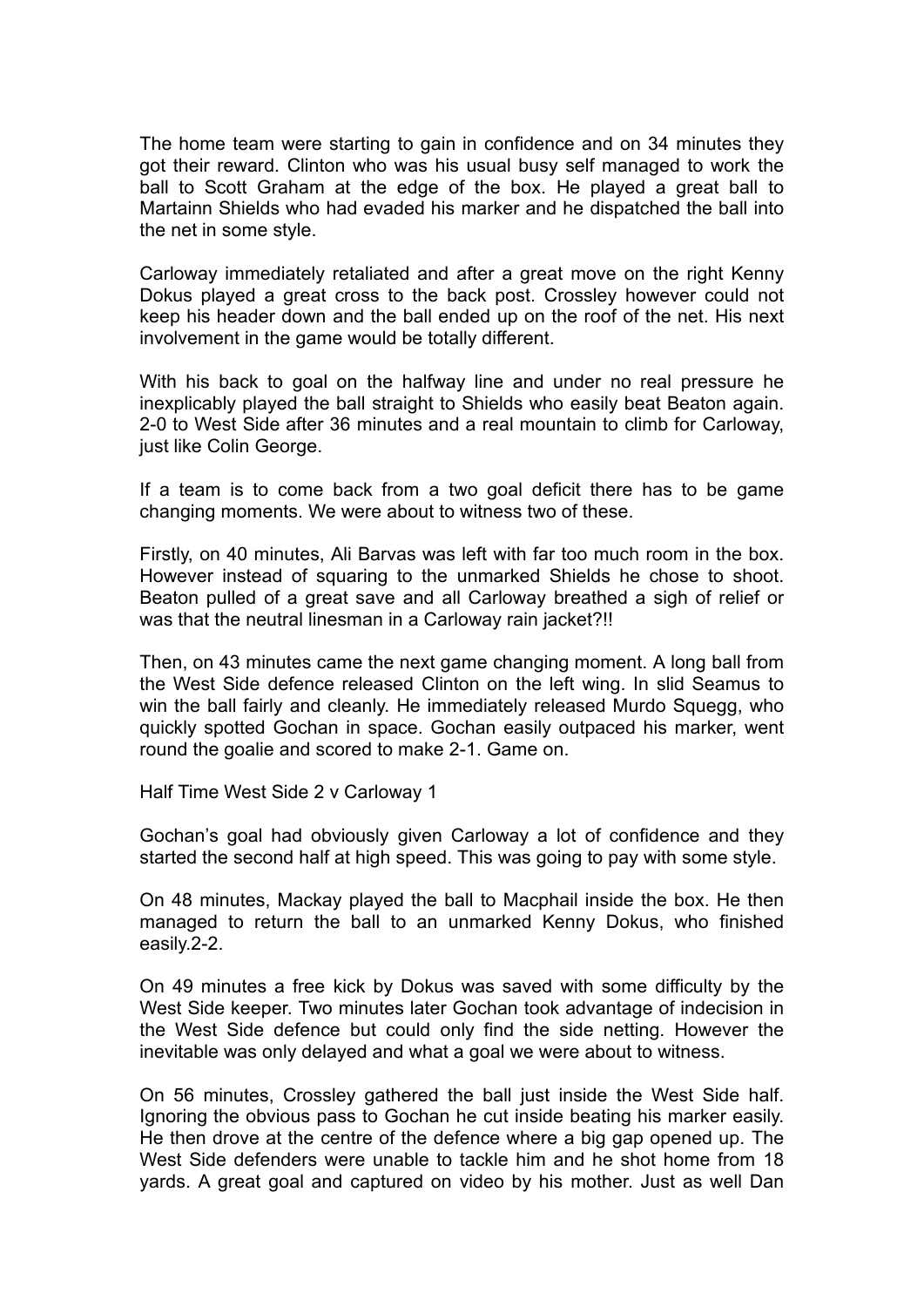The home team were starting to gain in confidence and on 34 minutes they got their reward. Clinton who was his usual busy self managed to work the ball to Scott Graham at the edge of the box. He played a great ball to Martainn Shields who had evaded his marker and he dispatched the ball into the net in some style.

Carloway immediately retaliated and after a great move on the right Kenny Dokus played a great cross to the back post. Crossley however could not keep his header down and the ball ended up on the roof of the net. His next involvement in the game would be totally different.

With his back to goal on the halfway line and under no real pressure he inexplicably played the ball straight to Shields who easily beat Beaton again. 2-0 to West Side after 36 minutes and a real mountain to climb for Carloway, just like Colin George.

If a team is to come back from a two goal deficit there has to be game changing moments. We were about to witness two of these.

Firstly, on 40 minutes, Ali Barvas was left with far too much room in the box. However instead of squaring to the unmarked Shields he chose to shoot. Beaton pulled of a great save and all Carloway breathed a sigh of relief or was that the neutral linesman in a Carloway rain jacket?!!

Then, on 43 minutes came the next game changing moment. A long ball from the West Side defence released Clinton on the left wing. In slid Seamus to win the ball fairly and cleanly. He immediately released Murdo Squegg, who quickly spotted Gochan in space. Gochan easily outpaced his marker, went round the goalie and scored to make 2-1. Game on.

Half Time West Side 2 v Carloway 1

Gochan's goal had obviously given Carloway a lot of confidence and they started the second half at high speed. This was going to pay with some style.

On 48 minutes, Mackay played the ball to Macphail inside the box. He then managed to return the ball to an unmarked Kenny Dokus, who finished easily.2-2.

On 49 minutes a free kick by Dokus was saved with some difficulty by the West Side keeper. Two minutes later Gochan took advantage of indecision in the West Side defence but could only find the side netting. However the inevitable was only delayed and what a goal we were about to witness.

On 56 minutes, Crossley gathered the ball just inside the West Side half. Ignoring the obvious pass to Gochan he cut inside beating his marker easily. He then drove at the centre of the defence where a big gap opened up. The West Side defenders were unable to tackle him and he shot home from 18 yards. A great goal and captured on video by his mother. Just as well Dan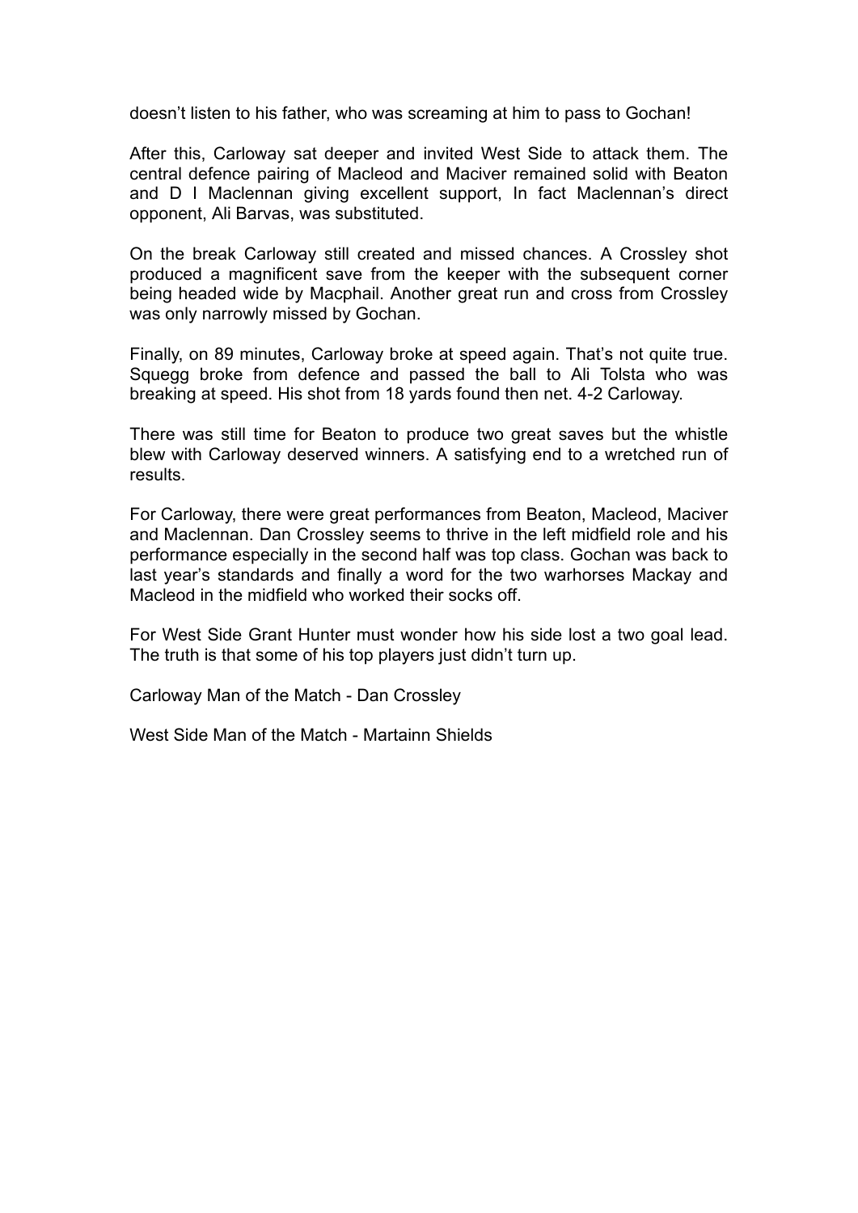doesn't listen to his father, who was screaming at him to pass to Gochan!

After this, Carloway sat deeper and invited West Side to attack them. The central defence pairing of Macleod and Maciver remained solid with Beaton and D I Maclennan giving excellent support, In fact Maclennan's direct opponent, Ali Barvas, was substituted.

On the break Carloway still created and missed chances. A Crossley shot produced a magnificent save from the keeper with the subsequent corner being headed wide by Macphail. Another great run and cross from Crossley was only narrowly missed by Gochan.

Finally, on 89 minutes, Carloway broke at speed again. That's not quite true. Squegg broke from defence and passed the ball to Ali Tolsta who was breaking at speed. His shot from 18 yards found then net. 4-2 Carloway.

There was still time for Beaton to produce two great saves but the whistle blew with Carloway deserved winners. A satisfying end to a wretched run of results.

For Carloway, there were great performances from Beaton, Macleod, Maciver and Maclennan. Dan Crossley seems to thrive in the left midfield role and his performance especially in the second half was top class. Gochan was back to last year's standards and finally a word for the two warhorses Mackay and Macleod in the midfield who worked their socks off.

For West Side Grant Hunter must wonder how his side lost a two goal lead. The truth is that some of his top players just didn't turn up.

Carloway Man of the Match - Dan Crossley

West Side Man of the Match - Martainn Shields